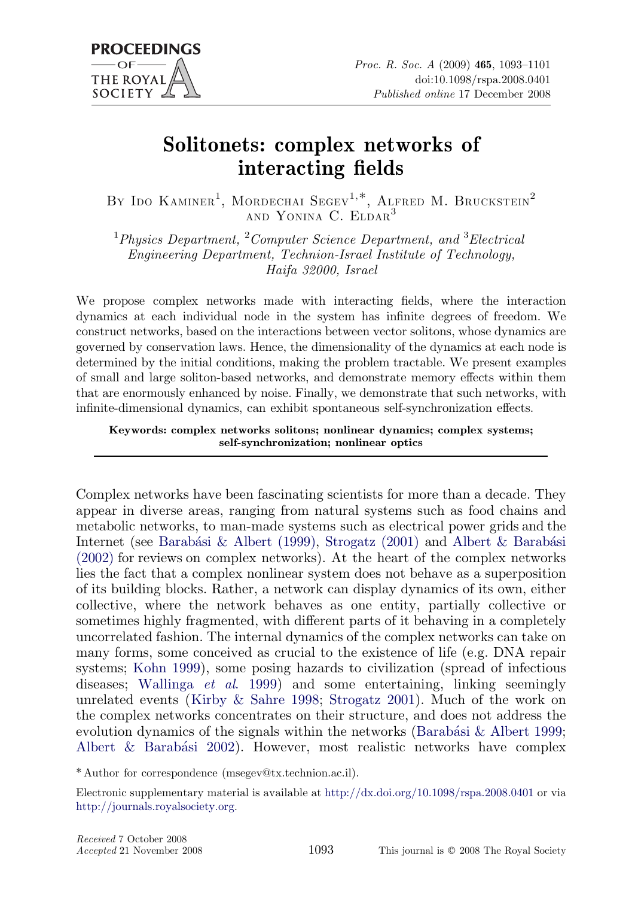# Solitonets: complex networks of interacting fields

By Ido Kaminer[1], Mordechai Segev[1,*], Alfred M. Bruckstein[2] and Yonina C. Eldar[3]

[1]*Physics Department,* [2]*Computer Science Department, and* [3]*Electrical Engineering Department, Technion-Israel Institute of Technology, Haifa 32000, Israel*

We propose complex networks made with interacting fields, where the interaction dynamics at each individual node in the system has infinite degrees of freedom. We construct networks, based on the interactions between vector solitons, whose dynamics are governed by conservation laws. Hence, the dimensionality of the dynamics at each node is determined by the initial conditions, making the problem tractable. We present examples of small and large soliton-based networks, and demonstrate memory effects within them that are enormously enhanced by noise. Finally, we demonstrate that such networks, with infinite-dimensional dynamics, can exhibit spontaneous self-synchronization effects.

**Keywords: complex networks solitons; nonlinear dynamics; complex systems; self-synchronization; nonlinear optics**

Complex networks have been fascinating scientists for more than a decade. They appear in diverse areas, ranging from natural systems such as food chains and metabolic networks, to man-made systems such as electrical power grids and the Internet (see Barabási & Albert (1999), Strogatz (2001) and Albert & Barabási (2002) for reviews on complex networks). At the heart of the complex networks lies the fact that a complex nonlinear system does not behave as a superposition of its building blocks. Rather, a network can display dynamics of its own, either collective, where the network behaves as one entity, partially collective or sometimes highly fragmented, with different parts of it behaving in a completely uncorrelated fashion. The internal dynamics of the complex networks can take on many forms, some conceived as crucial to the existence of life (e.g. DNA repair systems; Kohn 1999), some posing hazards to civilization (spread of infectious diseases; Wallinga *et al.* 1999) and some entertaining, linking seemingly unrelated events (Kirby & Sahre 1998; Strogatz 2001). Much of the work on the complex networks concentrates on their structure, and does not address the evolution dynamics of the signals within the networks (Barabási & Albert 1999; Albert & Barabási 2002). However, most realistic networks have complex

\* Author for correspondence (msegev@tx.technion.ac.il).

Electronic supplementary material is available at http://dx.doi.org/10.1098/rspa.2008.0401 or via http://journals.royalsociety.org.

*Received* 7 October 2008
*Accepted* 21 November 2008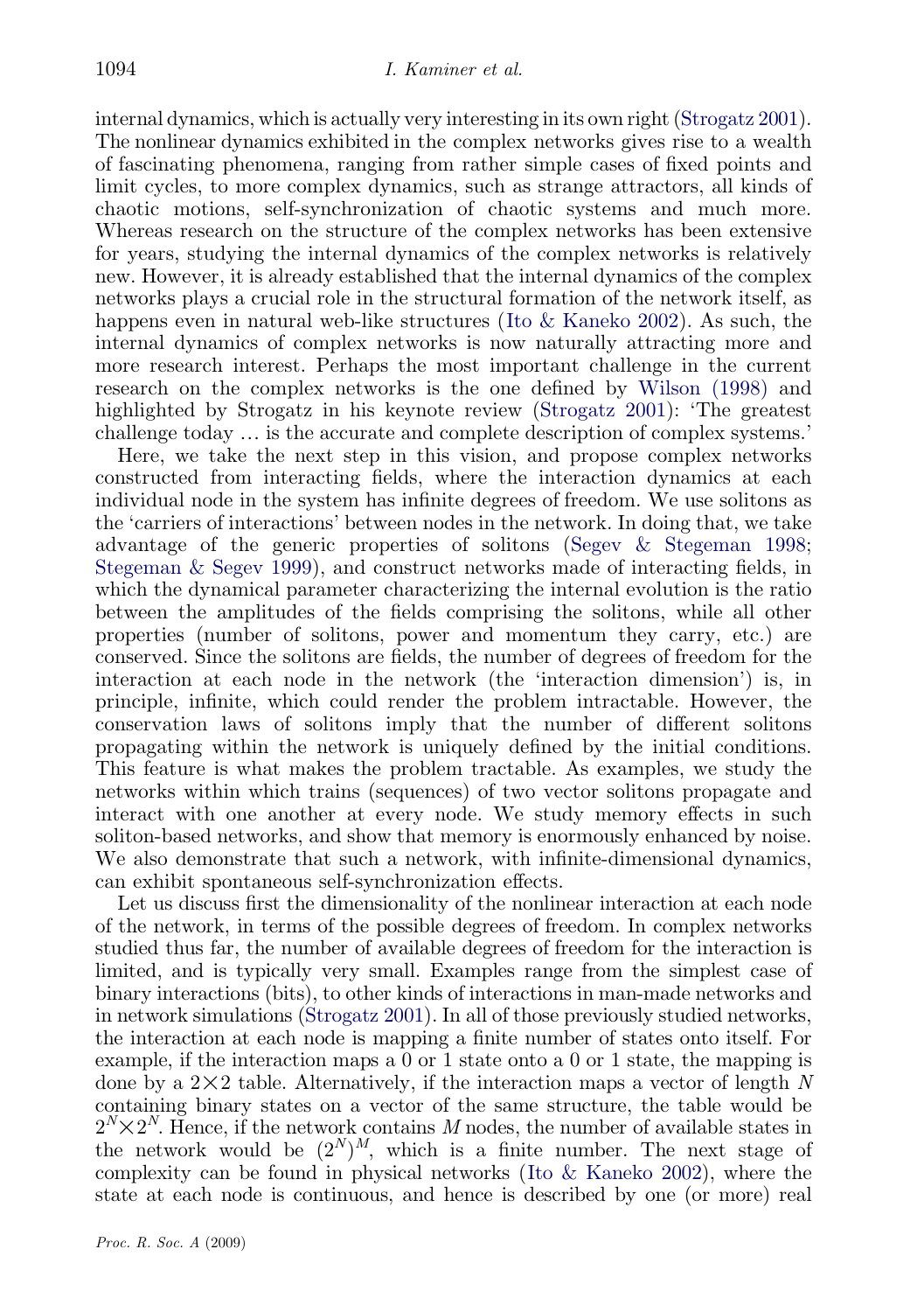internal dynamics, which is actually very interesting in its own right (Strogatz 2001). The nonlinear dynamics exhibited in the complex networks gives rise to a wealth of fascinating phenomena, ranging from rather simple cases of fixed points and limit cycles, to more complex dynamics, such as strange attractors, all kinds of chaotic motions, self-synchronization of chaotic systems and much more. Whereas research on the structure of the complex networks has been extensive for years, studying the internal dynamics of the complex networks is relatively new. However, it is already established that the internal dynamics of the complex networks plays a crucial role in the structural formation of the network itself, as happens even in natural web-like structures (Ito & Kaneko 2002). As such, the internal dynamics of complex networks is now naturally attracting more and more research interest. Perhaps the most important challenge in the current research on the complex networks is the one defined by Wilson (1998) and highlighted by Strogatz in his keynote review (Strogatz 2001): 'The greatest challenge today … is the accurate and complete description of complex systems.'

Here, we take the next step in this vision, and propose complex networks constructed from interacting fields, where the interaction dynamics at each individual node in the system has infinite degrees of freedom. We use solitons as the 'carriers of interactions' between nodes in the network. In doing that, we take advantage of the generic properties of solitons (Segev & Stegeman 1998; Stegeman & Segev 1999), and construct networks made of interacting fields, in which the dynamical parameter characterizing the internal evolution is the ratio between the amplitudes of the fields comprising the solitons, while all other properties (number of solitons, power and momentum they carry, etc.) are conserved. Since the solitons are fields, the number of degrees of freedom for the interaction at each node in the network (the 'interaction dimension') is, in principle, infinite, which could render the problem intractable. However, the conservation laws of solitons imply that the number of different solitons propagating within the network is uniquely defined by the initial conditions. This feature is what makes the problem tractable. As examples, we study the networks within which trains (sequences) of two vector solitons propagate and interact with one another at every node. We study memory effects in such soliton-based networks, and show that memory is enormously enhanced by noise. We also demonstrate that such a network, with infinite-dimensional dynamics, can exhibit spontaneous self-synchronization effects.

Let us discuss first the dimensionality of the nonlinear interaction at each node of the network, in terms of the possible degrees of freedom. In complex networks studied thus far, the number of available degrees of freedom for the interaction is limited, and is typically very small. Examples range from the simplest case of binary interactions (bits), to other kinds of interactions in man-made networks and in network simulations (Strogatz 2001). In all of those previously studied networks, the interaction at each node is mapping a finite number of states onto itself. For example, if the interaction maps a 0 or 1 state onto a 0 or 1 state, the mapping is done by a $2\times2$ table. Alternatively, if the interaction maps a vector of length $N$ containing binary states on a vector of the same structure, the table would be $2^N\times2^N$. Hence, if the network contains $M$ nodes, the number of available states in the network would be $(2^N)^M$, which is a finite number. The next stage of complexity can be found in physical networks (Ito & Kaneko 2002), where the state at each node is continuous, and hence is described by one (or more) real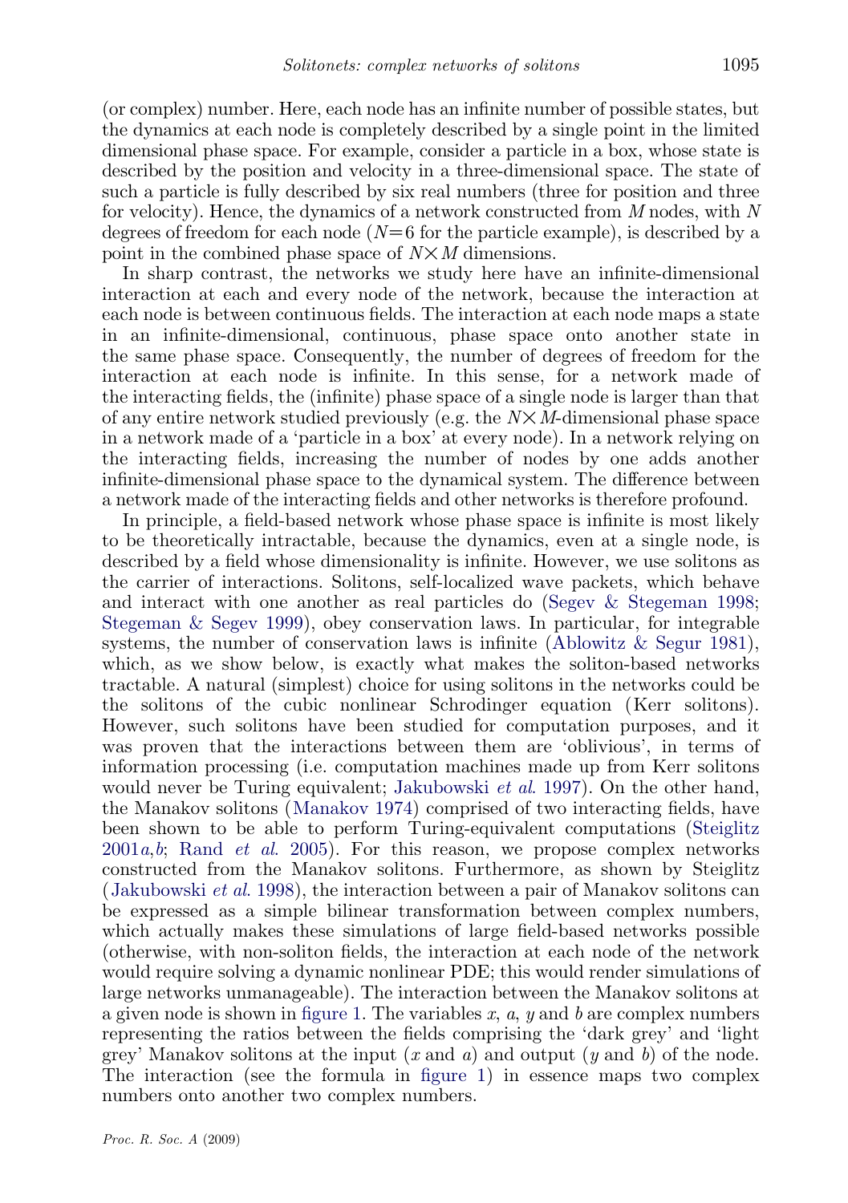(or complex) number. Here, each node has an infinite number of possible states, but the dynamics at each node is completely described by a single point in the limited dimensional phase space. For example, consider a particle in a box, whose state is described by the position and velocity in a three-dimensional space. The state of such a particle is fully described by six real numbers (three for position and three for velocity). Hence, the dynamics of a network constructed from $M$ nodes, with $N$ degrees of freedom for each node ($N=6$ for the particle example), is described by a point in the combined phase space of $N \times M$ dimensions.

In sharp contrast, the networks we study here have an infinite-dimensional interaction at each and every node of the network, because the interaction at each node is between continuous fields. The interaction at each node maps a state in an infinite-dimensional, continuous, phase space onto another state in the same phase space. Consequently, the number of degrees of freedom for the interaction at each node is infinite. In this sense, for a network made of the interacting fields, the (infinite) phase space of a single node is larger than that of any entire network studied previously (e.g. the $N \times M$-dimensional phase space in a network made of a 'particle in a box' at every node). In a network relying on the interacting fields, increasing the number of nodes by one adds another infinite-dimensional phase space to the dynamical system. The difference between a network made of the interacting fields and other networks is therefore profound.

In principle, a field-based network whose phase space is infinite is most likely to be theoretically intractable, because the dynamics, even at a single node, is described by a field whose dimensionality is infinite. However, we use solitons as the carrier of interactions. Solitons, self-localized wave packets, which behave and interact with one another as real particles do (Segev & Stegeman 1998; Stegeman & Segev 1999), obey conservation laws. In particular, for integrable systems, the number of conservation laws is infinite (Ablowitz & Segur 1981), which, as we show below, is exactly what makes the soliton-based networks tractable. A natural (simplest) choice for using solitons in the networks could be the solitons of the cubic nonlinear Schrodinger equation (Kerr solitons). However, such solitons have been studied for computation purposes, and it was proven that the interactions between them are 'oblivious', in terms of information processing (i.e. computation machines made up from Kerr solitons would never be Turing equivalent; Jakubowski *et al.* 1997). On the other hand, the Manakov solitons (Manakov 1974) comprised of two interacting fields, have been shown to be able to perform Turing-equivalent computations (Steiglitz 2001*a*,*b*; Rand *et al.* 2005). For this reason, we propose complex networks constructed from the Manakov solitons. Furthermore, as shown by Steiglitz (Jakubowski *et al.* 1998), the interaction between a pair of Manakov solitons can be expressed as a simple bilinear transformation between complex numbers, which actually makes these simulations of large field-based networks possible (otherwise, with non-soliton fields, the interaction at each node of the network would require solving a dynamic nonlinear PDE; this would render simulations of large networks unmanageable). The interaction between the Manakov solitons at a given node is shown in figure 1. The variables $x$, $a$, $y$ and $b$ are complex numbers representing the ratios between the fields comprising the 'dark grey' and 'light grey' Manakov solitons at the input ($x$ and $a$) and output ($y$ and $b$) of the node. The interaction (see the formula in figure 1) in essence maps two complex numbers onto another two complex numbers.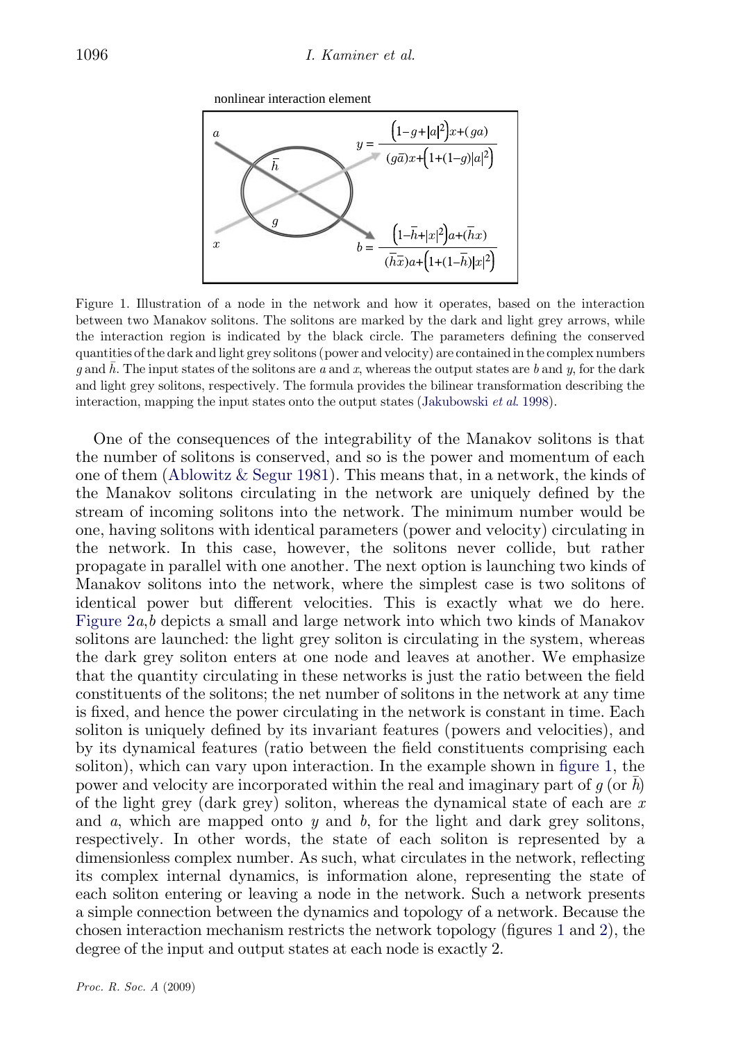nonlinear interaction element

$$y = \frac{\left(1-g+|a|^2\right)x+(ga)}{(g\bar{a})x+\left(1+(1-g)|a|^2\right)}$$

$$b = \frac{\left(1-\bar{h}+|x|^2\right)a+(\bar{h}x)}{(\bar{h}\bar{x})a+\left(1+(1-\bar{h})|x|^2\right)}$$

Figure 1. Illustration of a node in the network and how it operates, based on the interaction between two Manakov solitons. The solitons are marked by the dark and light grey arrows, while the interaction region is indicated by the black circle. The parameters defining the conserved quantities of the dark and light grey solitons (power and velocity) are contained in the complex numbers $g$ and $\bar{h}$. The input states of the solitons are $a$ and $x$, whereas the output states are $b$ and $y$, for the dark and light grey solitons, respectively. The formula provides the bilinear transformation describing the interaction, mapping the input states onto the output states (Jakubowski *et al.* 1998).

One of the consequences of the integrability of the Manakov solitons is that the number of solitons is conserved, and so is the power and momentum of each one of them (Ablowitz & Segur 1981). This means that, in a network, the kinds of the Manakov solitons circulating in the network are uniquely defined by the stream of incoming solitons into the network. The minimum number would be one, having solitons with identical parameters (power and velocity) circulating in the network. In this case, however, the solitons never collide, but rather propagate in parallel with one another. The next option is launching two kinds of Manakov solitons into the network, where the simplest case is two solitons of identical power but different velocities. This is exactly what we do here. Figure 2*a*,*b* depicts a small and large network into which two kinds of Manakov solitons are launched: the light grey soliton is circulating in the system, whereas the dark grey soliton enters at one node and leaves at another. We emphasize that the quantity circulating in these networks is just the ratio between the field constituents of the solitons; the net number of solitons in the network at any time is fixed, and hence the power circulating in the network is constant in time. Each soliton is uniquely defined by its invariant features (powers and velocities), and by its dynamical features (ratio between the field constituents comprising each soliton), which can vary upon interaction. In the example shown in figure 1, the power and velocity are incorporated within the real and imaginary part of $g$ (or $\bar{h}$) of the light grey (dark grey) soliton, whereas the dynamical state of each are $x$ and $a$, which are mapped onto $y$ and $b$, for the light and dark grey solitons, respectively. In other words, the state of each soliton is represented by a dimensionless complex number. As such, what circulates in the network, reflecting its complex internal dynamics, is information alone, representing the state of each soliton entering or leaving a node in the network. Such a network presents a simple connection between the dynamics and topology of a network. Because the chosen interaction mechanism restricts the network topology (figures 1 and 2), the degree of the input and output states at each node is exactly 2.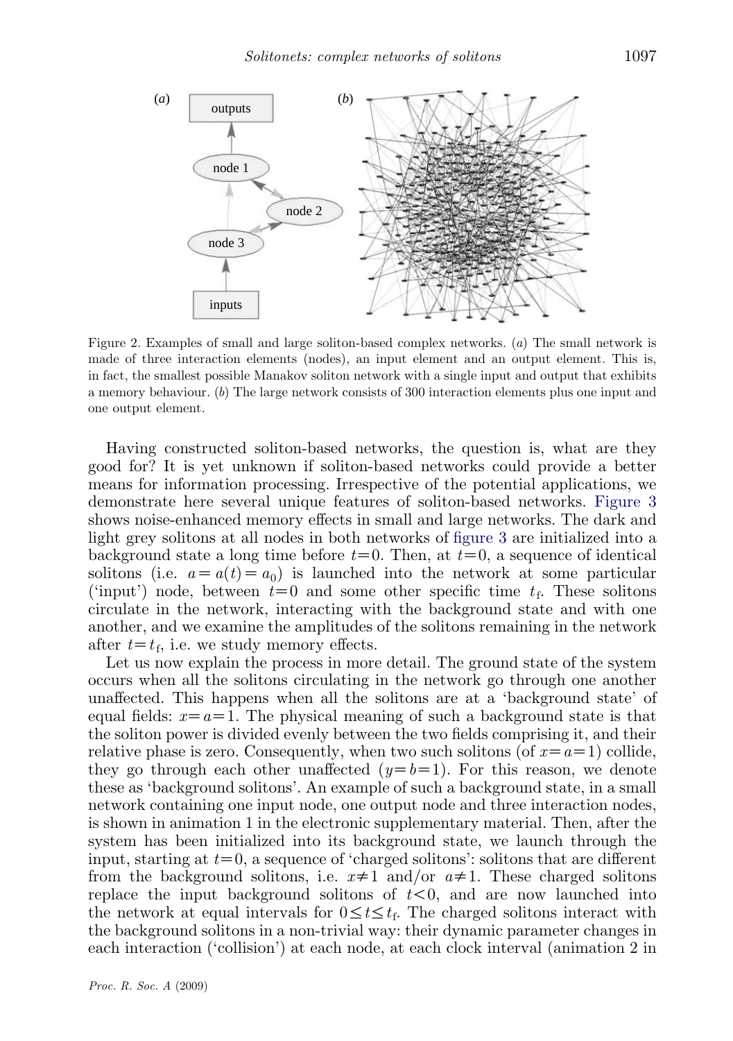Figure 2. Examples of small and large soliton-based complex networks. (*a*) The small network is made of three interaction elements (nodes), an input element and an output element. This is, in fact, the smallest possible Manakov soliton network with a single input and output that exhibits a memory behaviour. (*b*) The large network consists of 300 interaction elements plus one input and one output element.

Having constructed soliton-based networks, the question is, what are they good for? It is yet unknown if soliton-based networks could provide a better means for information processing. Irrespective of the potential applications, we demonstrate here several unique features of soliton-based networks. Figure 3 shows noise-enhanced memory effects in small and large networks. The dark and light grey solitons at all nodes in both networks of figure 3 are initialized into a background state a long time before $t=0$. Then, at $t=0$, a sequence of identical solitons (i.e. $a=a(t)=a_0$) is launched into the network at some particular ('input') node, between $t=0$ and some other specific time $t_{\mathrm{f}}$. These solitons circulate in the network, interacting with the background state and with one another, and we examine the amplitudes of the solitons remaining in the network after $t=t_{\mathrm{f}}$, i.e. we study memory effects.

Let us now explain the process in more detail. The ground state of the system occurs when all the solitons circulating in the network go through one another unaffected. This happens when all the solitons are at a 'background state' of equal fields: $x=a=1$. The physical meaning of such a background state is that the soliton power is divided evenly between the two fields comprising it, and their relative phase is zero. Consequently, when two such solitons (of $x=a=1$) collide, they go through each other unaffected ($y=b=1$). For this reason, we denote these as 'background solitons'. An example of such a background state, in a small network containing one input node, one output node and three interaction nodes, is shown in animation 1 in the electronic supplementary material. Then, after the system has been initialized into its background state, we launch through the input, starting at $t=0$, a sequence of 'charged solitons': solitons that are different from the background solitons, i.e. $x\neq 1$ and/or $a\neq 1$. These charged solitons replace the input background solitons of $t<0$, and are now launched into the network at equal intervals for $0\leq t\leq t_{\mathrm{f}}$. The charged solitons interact with the background solitons in a non-trivial way: their dynamic parameter changes in each interaction ('collision') at each node, at each clock interval (animation 2 in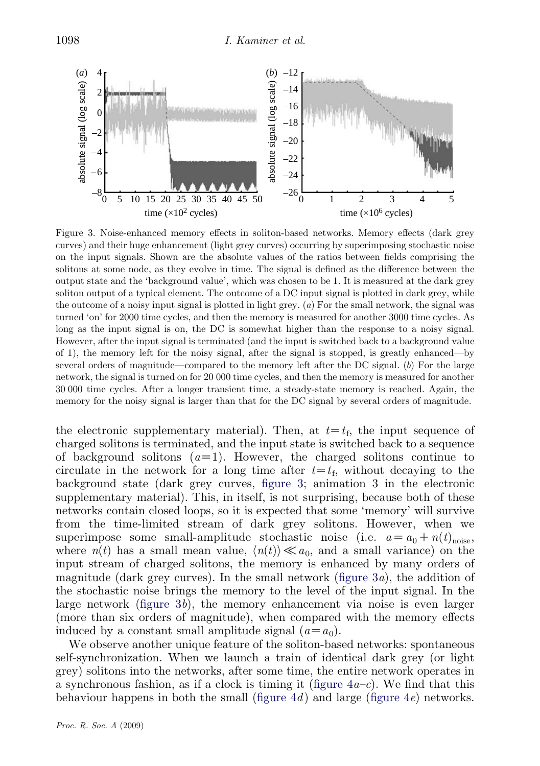Figure 3. Noise-enhanced memory effects in soliton-based networks. Memory effects (dark grey curves) and their huge enhancement (light grey curves) occurring by superimposing stochastic noise on the input signals. Shown are the absolute values of the ratios between fields comprising the solitons at some node, as they evolve in time. The signal is defined as the difference between the output state and the 'background value', which was chosen to be 1. It is measured at the dark grey soliton output of a typical element. The outcome of a DC input signal is plotted in dark grey, while the outcome of a noisy input signal is plotted in light grey. (*a*) For the small network, the signal was turned 'on' for 2000 time cycles, and then the memory is measured for another 3000 time cycles. As long as the input signal is on, the DC is somewhat higher than the response to a noisy signal. However, after the input signal is terminated (and the input is switched back to a background value of 1), the memory left for the noisy signal, after the signal is stopped, is greatly enhanced—by several orders of magnitude—compared to the memory left after the DC signal. (*b*) For the large network, the signal is turned on for 20 000 time cycles, and then the memory is measured for another 30 000 time cycles. After a longer transient time, a steady-state memory is reached. Again, the memory for the noisy signal is larger than that for the DC signal by several orders of magnitude.

the electronic supplementary material). Then, at $t=t_f$, the input sequence of charged solitons is terminated, and the input state is switched back to a sequence of background solitons ($a=1$). However, the charged solitons continue to circulate in the network for a long time after $t=t_f$, without decaying to the background state (dark grey curves, figure 3; animation 3 in the electronic supplementary material). This, in itself, is not surprising, because both of these networks contain closed loops, so it is expected that some 'memory' will survive from the time-limited stream of dark grey solitons. However, when we superimpose some small-amplitude stochastic noise (i.e. $a=a_0+n(t)_{\text{noise}}$, where $n(t)$ has a small mean value, $\langle n(t)\rangle \ll a_0$, and a small variance) on the input stream of charged solitons, the memory is enhanced by many orders of magnitude (dark grey curves). In the small network (figure 3*a*), the addition of the stochastic noise brings the memory to the level of the input signal. In the large network (figure 3*b*), the memory enhancement via noise is even larger (more than six orders of magnitude), when compared with the memory effects induced by a constant small amplitude signal ($a=a_0$).

We observe another unique feature of the soliton-based networks: spontaneous self-synchronization. When we launch a train of identical dark grey (or light grey) solitons into the networks, after some time, the entire network operates in a synchronous fashion, as if a clock is timing it (figure 4*a*–*c*). We find that this behaviour happens in both the small (figure 4*d*) and large (figure 4*e*) networks.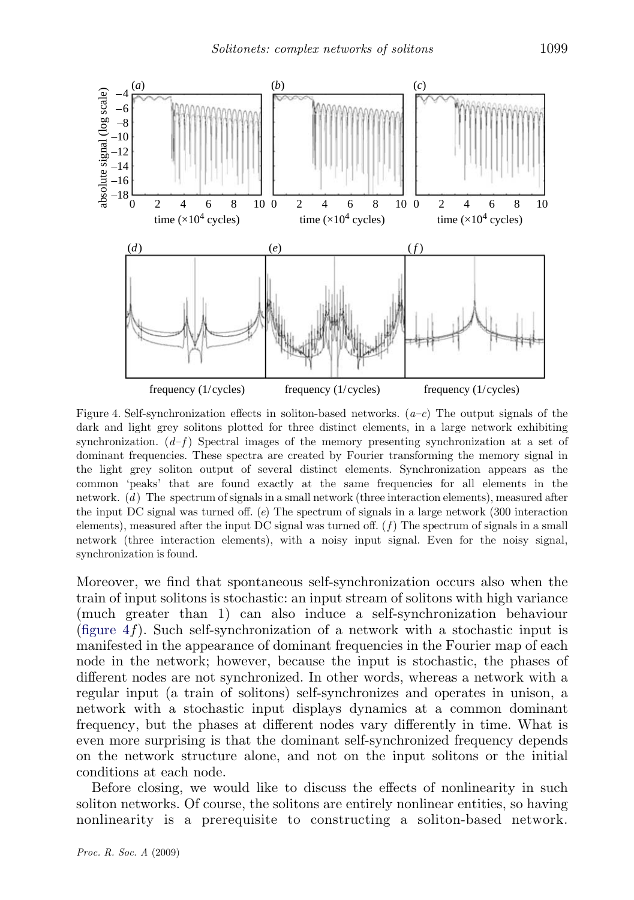(a)

(b)

(c)

absolute signal (log scale)

−4
−6
−8
−10
−12
−14
−16
−18

0 2 4 6 8 10 0 2 4 6 8 10 0 2 4 6 8 10

time (×10^4 cycles)

time (×10^4 cycles)

time (×10^4 cycles)

(d)

(e)

(f)

frequency (1/cycles)

frequency (1/cycles)

frequency (1/cycles)

Figure 4. Self-synchronization effects in soliton-based networks. (*a–c*) The output signals of the dark and light grey solitons plotted for three distinct elements, in a large network exhibiting synchronization. (*d–f*) Spectral images of the memory presenting synchronization at a set of dominant frequencies. These spectra are created by Fourier transforming the memory signal in the light grey soliton output of several distinct elements. Synchronization appears as the common 'peaks' that are found exactly at the same frequencies for all elements in the network. (*d*) The spectrum of signals in a small network (three interaction elements), measured after the input DC signal was turned off. (*e*) The spectrum of signals in a large network (300 interaction elements), measured after the input DC signal was turned off. (*f*) The spectrum of signals in a small network (three interaction elements), with a noisy input signal. Even for the noisy signal, synchronization is found.

Moreover, we find that spontaneous self-synchronization occurs also when the train of input solitons is stochastic: an input stream of solitons with high variance (much greater than 1) can also induce a self-synchronization behaviour (figure 4*f*). Such self-synchronization of a network with a stochastic input is manifested in the appearance of dominant frequencies in the Fourier map of each node in the network; however, because the input is stochastic, the phases of different nodes are not synchronized. In other words, whereas a network with a regular input (a train of solitons) self-synchronizes and operates in unison, a network with a stochastic input displays dynamics at a common dominant frequency, but the phases at different nodes vary differently in time. What is even more surprising is that the dominant self-synchronized frequency depends on the network structure alone, and not on the input solitons or the initial conditions at each node.

Before closing, we would like to discuss the effects of nonlinearity in such soliton networks. Of course, the solitons are entirely nonlinear entities, so having nonlinearity is a prerequisite to constructing a soliton-based network.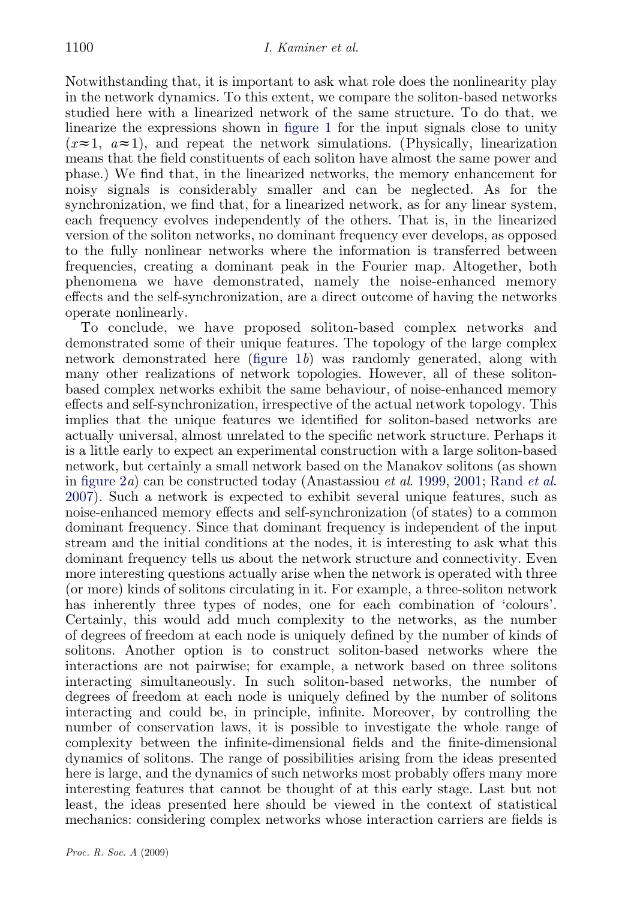Notwithstanding that, it is important to ask what role does the nonlinearity play in the network dynamics. To this extent, we compare the soliton-based networks studied here with a linearized network of the same structure. To do that, we linearize the expressions shown in figure 1 for the input signals close to unity ($x \approx 1$, $a \approx 1$), and repeat the network simulations. (Physically, linearization means that the field constituents of each soliton have almost the same power and phase.) We find that, in the linearized networks, the memory enhancement for noisy signals is considerably smaller and can be neglected. As for the synchronization, we find that, for a linearized network, as for any linear system, each frequency evolves independently of the others. That is, in the linearized version of the soliton networks, no dominant frequency ever develops, as opposed to the fully nonlinear networks where the information is transferred between frequencies, creating a dominant peak in the Fourier map. Altogether, both phenomena we have demonstrated, namely the noise-enhanced memory effects and the self-synchronization, are a direct outcome of having the networks operate nonlinearly.

To conclude, we have proposed soliton-based complex networks and demonstrated some of their unique features. The topology of the large complex network demonstrated here (figure 1*b*) was randomly generated, along with many other realizations of network topologies. However, all of these soliton-based complex networks exhibit the same behaviour, of noise-enhanced memory effects and self-synchronization, irrespective of the actual network topology. This implies that the unique features we identified for soliton-based networks are actually universal, almost unrelated to the specific network structure. Perhaps it is a little early to expect an experimental construction with a large soliton-based network, but certainly a small network based on the Manakov solitons (as shown in figure 2*a*) can be constructed today (Anastassiou *et al.* 1999, 2001; Rand *et al.* 2007). Such a network is expected to exhibit several unique features, such as noise-enhanced memory effects and self-synchronization (of states) to a common dominant frequency. Since that dominant frequency is independent of the input stream and the initial conditions at the nodes, it is interesting to ask what this dominant frequency tells us about the network structure and connectivity. Even more interesting questions actually arise when the network is operated with three (or more) kinds of solitons circulating in it. For example, a three-soliton network has inherently three types of nodes, one for each combination of 'colours'. Certainly, this would add much complexity to the networks, as the number of degrees of freedom at each node is uniquely defined by the number of kinds of solitons. Another option is to construct soliton-based networks where the interactions are not pairwise; for example, a network based on three solitons interacting simultaneously. In such soliton-based networks, the number of degrees of freedom at each node is uniquely defined by the number of solitons interacting and could be, in principle, infinite. Moreover, by controlling the number of conservation laws, it is possible to investigate the whole range of complexity between the infinite-dimensional fields and the finite-dimensional dynamics of solitons. The range of possibilities arising from the ideas presented here is large, and the dynamics of such networks most probably offers many more interesting features that cannot be thought of at this early stage. Last but not least, the ideas presented here should be viewed in the context of statistical mechanics: considering complex networks whose interaction carriers are fields is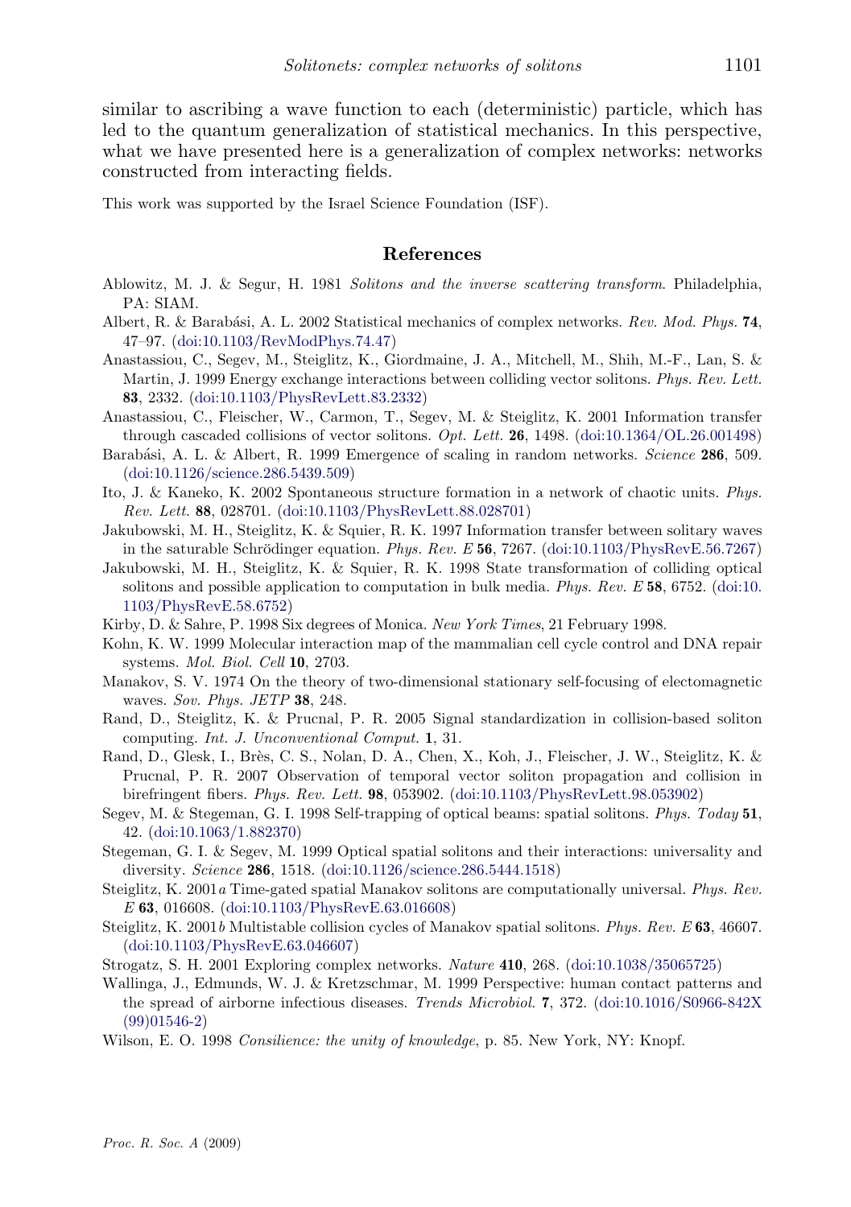similar to ascribing a wave function to each (deterministic) particle, which has led to the quantum generalization of statistical mechanics. In this perspective, what we have presented here is a generalization of complex networks: networks constructed from interacting fields.

This work was supported by the Israel Science Foundation (ISF).

## References

Ablowitz, M. J. & Segur, H. 1981 *Solitons and the inverse scattering transform*. Philadelphia, PA: SIAM.

Albert, R. & Barabási, A. L. 2002 Statistical mechanics of complex networks. *Rev. Mod. Phys.* **74**, 47–97. (doi:10.1103/RevModPhys.74.47)

Anastassiou, C., Segev, M., Steiglitz, K., Giordmaine, J. A., Mitchell, M., Shih, M.-F., Lan, S. & Martin, J. 1999 Energy exchange interactions between colliding vector solitons. *Phys. Rev. Lett.* **83**, 2332. (doi:10.1103/PhysRevLett.83.2332)

Anastassiou, C., Fleischer, W., Carmon, T., Segev, M. & Steiglitz, K. 2001 Information transfer through cascaded collisions of vector solitons. *Opt. Lett.* **26**, 1498. (doi:10.1364/OL.26.001498)

Barabási, A. L. & Albert, R. 1999 Emergence of scaling in random networks. *Science* **286**, 509. (doi:10.1126/science.286.5439.509)

Ito, J. & Kaneko, K. 2002 Spontaneous structure formation in a network of chaotic units. *Phys. Rev. Lett.* **88**, 028701. (doi:10.1103/PhysRevLett.88.028701)

Jakubowski, M. H., Steiglitz, K. & Squier, R. K. 1997 Information transfer between solitary waves in the saturable Schrödinger equation. *Phys. Rev. E* **56**, 7267. (doi:10.1103/PhysRevE.56.7267)

Jakubowski, M. H., Steiglitz, K. & Squier, R. K. 1998 State transformation of colliding optical solitons and possible application to computation in bulk media. *Phys. Rev. E* **58**, 6752. (doi:10.1103/PhysRevE.58.6752)

Kirby, D. & Sahre, P. 1998 Six degrees of Monica. *New York Times*, 21 February 1998.

Kohn, K. W. 1999 Molecular interaction map of the mammalian cell cycle control and DNA repair systems. *Mol. Biol. Cell* **10**, 2703.

Manakov, S. V. 1974 On the theory of two-dimensional stationary self-focusing of electomagnetic waves. *Sov. Phys. JETP* **38**, 248.

Rand, D., Steiglitz, K. & Prucnal, P. R. 2005 Signal standardization in collision-based soliton computing. *Int. J. Unconventional Comput.* **1**, 31.

Rand, D., Glesk, I., Brès, C. S., Nolan, D. A., Chen, X., Koh, J., Fleischer, J. W., Steiglitz, K. & Prucnal, P. R. 2007 Observation of temporal vector soliton propagation and collision in birefringent fibers. *Phys. Rev. Lett.* **98**, 053902. (doi:10.1103/PhysRevLett.98.053902)

Segev, M. & Stegeman, G. I. 1998 Self-trapping of optical beams: spatial solitons. *Phys. Today* **51**, 42. (doi:10.1063/1.882370)

Stegeman, G. I. & Segev, M. 1999 Optical spatial solitons and their interactions: universality and diversity. *Science* **286**, 1518. (doi:10.1126/science.286.5444.1518)

Steiglitz, K. 2001*a* Time-gated spatial Manakov solitons are computationally universal. *Phys. Rev. E* **63**, 016608. (doi:10.1103/PhysRevE.63.016608)

Steiglitz, K. 2001*b* Multistable collision cycles of Manakov spatial solitons. *Phys. Rev. E* **63**, 46607. (doi:10.1103/PhysRevE.63.046607)

Strogatz, S. H. 2001 Exploring complex networks. *Nature* **410**, 268. (doi:10.1038/35065725)

Wallinga, J., Edmunds, W. J. & Kretzschmar, M. 1999 Perspective: human contact patterns and the spread of airborne infectious diseases. *Trends Microbiol.* **7**, 372. (doi:10.1016/S0966-842X(99)01546-2)

Wilson, E. O. 1998 *Consilience: the unity of knowledge*, p. 85. New York, NY: Knopf.